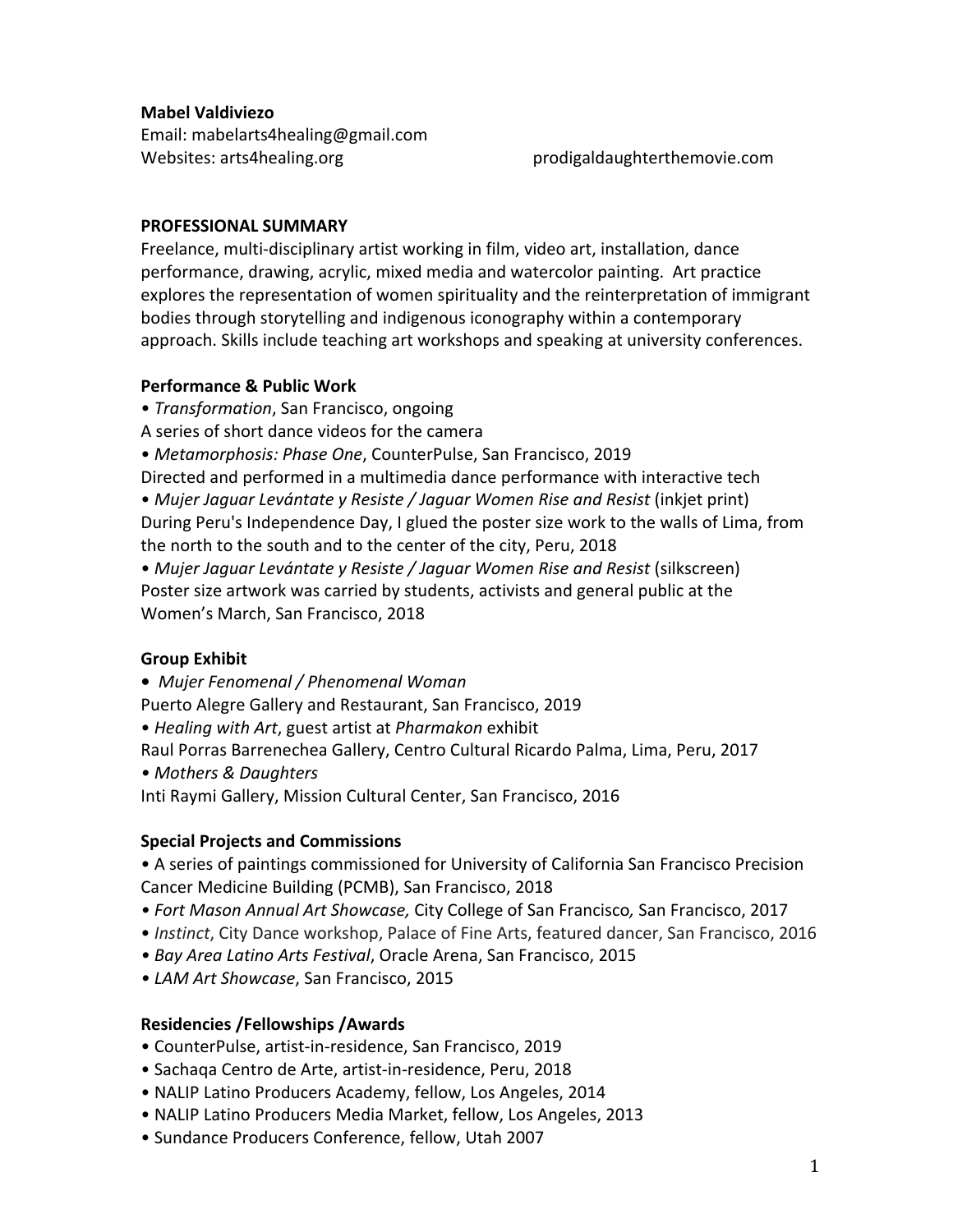**Mabel Valdiviezo**
Email: mabelarts4healing@gmail.com
Websites: arts4healing.org prodigaldaughterthemovie.com

## PROFESSIONAL SUMMARY

Freelance, multi-disciplinary artist working in film, video art, installation, dance performance, drawing, acrylic, mixed media and watercolor painting. Art practice explores the representation of women spirituality and the reinterpretation of immigrant bodies through storytelling and indigenous iconography within a contemporary approach. Skills include teaching art workshops and speaking at university conferences.

## Performance & Public Work

• *Transformation*, San Francisco, ongoing
A series of short dance videos for the camera

• *Metamorphosis: Phase One*, CounterPulse, San Francisco, 2019
Directed and performed in a multimedia dance performance with interactive tech

• *Mujer Jaguar Levántate y Resiste / Jaguar Women Rise and Resist* (inkjet print)
During Peru's Independence Day, I glued the poster size work to the walls of Lima, from the north to the south and to the center of the city, Peru, 2018

• *Mujer Jaguar Levántate y Resiste / Jaguar Women Rise and Resist* (silkscreen)
Poster size artwork was carried by students, activists and general public at the Women's March, San Francisco, 2018

## Group Exhibit

• *Mujer Fenomenal / Phenomenal Woman*
Puerto Alegre Gallery and Restaurant, San Francisco, 2019

• *Healing with Art*, guest artist at *Pharmakon* exhibit
Raul Porras Barrenechea Gallery, Centro Cultural Ricardo Palma, Lima, Peru, 2017

• *Mothers & Daughters*
Inti Raymi Gallery, Mission Cultural Center, San Francisco, 2016

## Special Projects and Commissions

• A series of paintings commissioned for University of California San Francisco Precision Cancer Medicine Building (PCMB), San Francisco, 2018
• *Fort Mason Annual Art Showcase,* City College of San Francisco*,* San Francisco, 2017
• *Instinct*, City Dance workshop, Palace of Fine Arts, featured dancer, San Francisco, 2016
• *Bay Area Latino Arts Festival*, Oracle Arena, San Francisco, 2015
• *LAM Art Showcase*, San Francisco, 2015

## Residencies /Fellowships /Awards

• CounterPulse, artist-in-residence, San Francisco, 2019
• Sachaqa Centro de Arte, artist-in-residence, Peru, 2018
• NALIP Latino Producers Academy, fellow, Los Angeles, 2014
• NALIP Latino Producers Media Market, fellow, Los Angeles, 2013
• Sundance Producers Conference, fellow, Utah 2007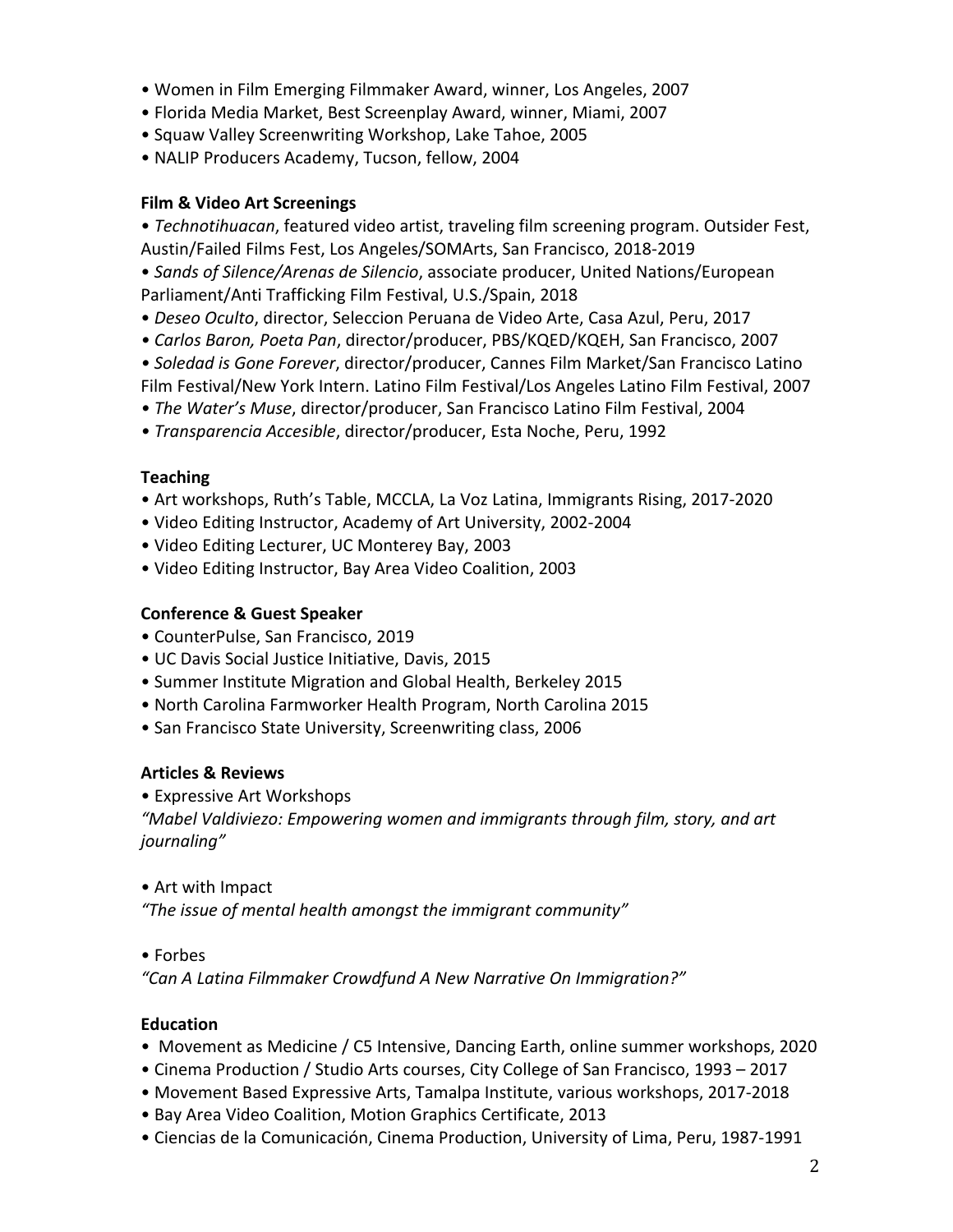- Women in Film Emerging Filmmaker Award, winner, Los Angeles, 2007
- Florida Media Market, Best Screenplay Award, winner, Miami, 2007
- Squaw Valley Screenwriting Workshop, Lake Tahoe, 2005
- NALIP Producers Academy, Tucson, fellow, 2004

**Film & Video Art Screenings**

- *Technotihuacan*, featured video artist, traveling film screening program. Outsider Fest, Austin/Failed Films Fest, Los Angeles/SOMArts, San Francisco, 2018-2019
- *Sands of Silence/Arenas de Silencio*, associate producer, United Nations/European Parliament/Anti Trafficking Film Festival, U.S./Spain, 2018
- *Deseo Oculto*, director, Seleccion Peruana de Video Arte, Casa Azul, Peru, 2017
- *Carlos Baron, Poeta Pan*, director/producer, PBS/KQED/KQEH, San Francisco, 2007
- *Soledad is Gone Forever*, director/producer, Cannes Film Market/San Francisco Latino Film Festival/New York Intern. Latino Film Festival/Los Angeles Latino Film Festival, 2007
- *The Water's Muse*, director/producer, San Francisco Latino Film Festival, 2004
- *Transparencia Accesible*, director/producer, Esta Noche, Peru, 1992

**Teaching**

- Art workshops, Ruth's Table, MCCLA, La Voz Latina, Immigrants Rising, 2017-2020
- Video Editing Instructor, Academy of Art University, 2002-2004
- Video Editing Lecturer, UC Monterey Bay, 2003
- Video Editing Instructor, Bay Area Video Coalition, 2003

**Conference & Guest Speaker**

- CounterPulse, San Francisco, 2019
- UC Davis Social Justice Initiative, Davis, 2015
- Summer Institute Migration and Global Health, Berkeley 2015
- North Carolina Farmworker Health Program, North Carolina 2015
- San Francisco State University, Screenwriting class, 2006

**Articles & Reviews**

- Expressive Art Workshops

*"Mabel Valdiviezo: Empowering women and immigrants through film, story, and art journaling"*

- Art with Impact

*"The issue of mental health amongst the immigrant community"*

- Forbes

*"Can A Latina Filmmaker Crowdfund A New Narrative On Immigration?"*

**Education**

- Movement as Medicine / C5 Intensive, Dancing Earth, online summer workshops, 2020
- Cinema Production / Studio Arts courses, City College of San Francisco, 1993 – 2017
- Movement Based Expressive Arts, Tamalpa Institute, various workshops, 2017-2018
- Bay Area Video Coalition, Motion Graphics Certificate, 2013
- Ciencias de la Comunicación, Cinema Production, University of Lima, Peru, 1987-1991